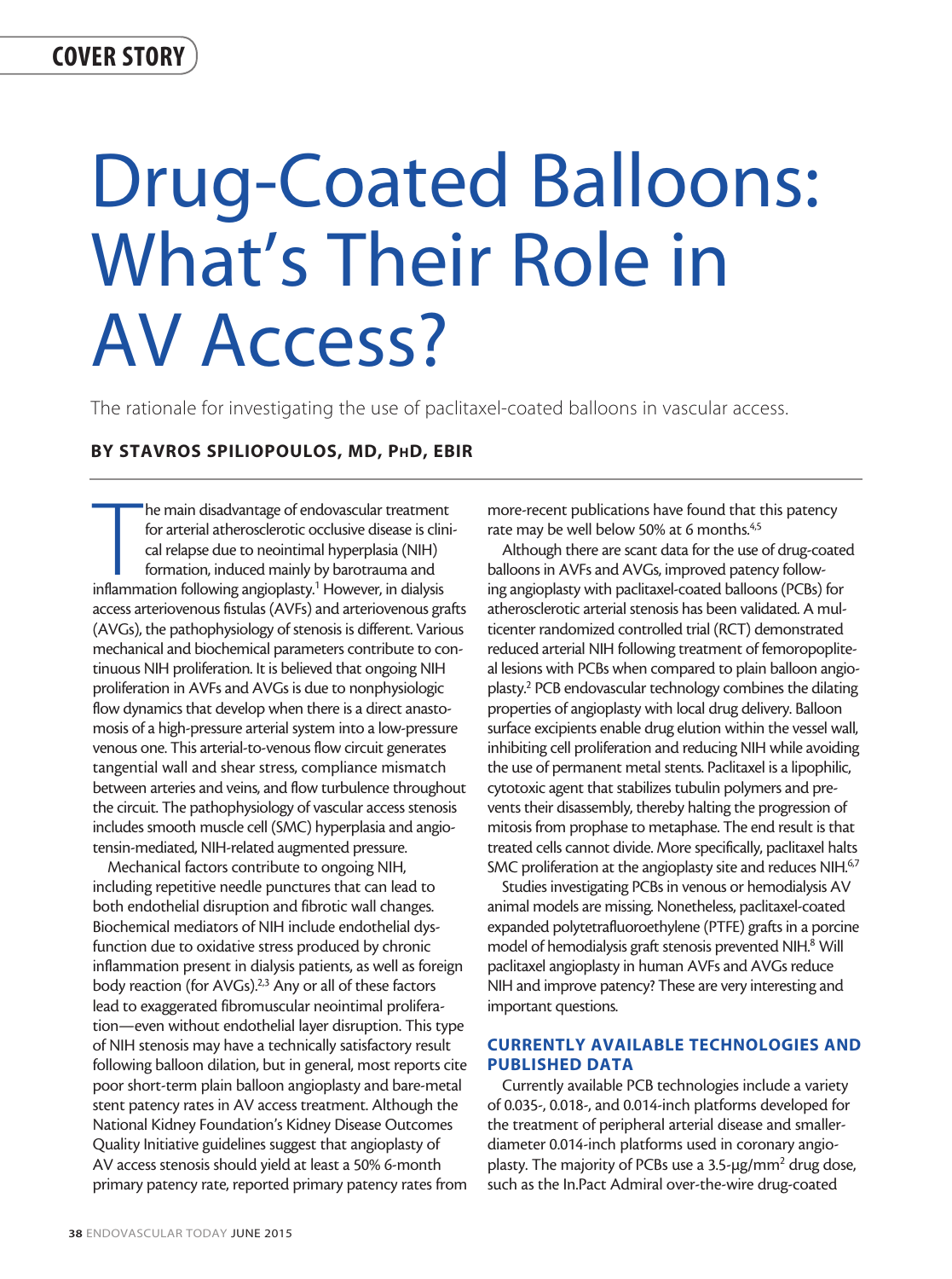# Drug-Coated Balloons: What's Their Role in AV Access?

The rationale for investigating the use of paclitaxel-coated balloons in vascular access.

**BY STAVROS SPILIOPOULOS, MD, PhD, EBIR**

The main disadvantage of endovascular treatment for arterial atherosclerotic occlusive disease is clinical relapse due to neointimal hyperplasia (NIH) formation, induced mainly by barotrauma and inflammation following angioplasty.[1] However, in dialysis access arteriovenous fistulas (AVFs) and arteriovenous grafts (AVGs), the pathophysiology of stenosis is different. Various mechanical and biochemical parameters contribute to continuous NIH proliferation. It is believed that ongoing NIH proliferation in AVFs and AVGs is due to nonphysiologic flow dynamics that develop when there is a direct anastomosis of a high-pressure arterial system into a low-pressure venous one. This arterial-to-venous flow circuit generates tangential wall and shear stress, compliance mismatch between arteries and veins, and flow turbulence throughout the circuit. The pathophysiology of vascular access stenosis includes smooth muscle cell (SMC) hyperplasia and angiotensin-mediated, NIH-related augmented pressure.

Mechanical factors contribute to ongoing NIH, including repetitive needle punctures that can lead to both endothelial disruption and fibrotic wall changes. Biochemical mediators of NIH include endothelial dysfunction due to oxidative stress produced by chronic inflammation present in dialysis patients, as well as foreign body reaction (for AVGs).[2,3] Any or all of these factors lead to exaggerated fibromuscular neointimal proliferation—even without endothelial layer disruption. This type of NIH stenosis may have a technically satisfactory result following balloon dilation, but in general, most reports cite poor short-term plain balloon angioplasty and bare-metal stent patency rates in AV access treatment. Although the National Kidney Foundation's Kidney Disease Outcomes Quality Initiative guidelines suggest that angioplasty of AV access stenosis should yield at least a 50% 6-month primary patency rate, reported primary patency rates from more-recent publications have found that this patency rate may be well below 50% at 6 months.[4,5]

Although there are scant data for the use of drug-coated balloons in AVFs and AVGs, improved patency following angioplasty with paclitaxel-coated balloons (PCBs) for atherosclerotic arterial stenosis has been validated. A multicenter randomized controlled trial (RCT) demonstrated reduced arterial NIH following treatment of femoropopliteal lesions with PCBs when compared to plain balloon angioplasty.[2] PCB endovascular technology combines the dilating properties of angioplasty with local drug delivery. Balloon surface excipients enable drug elution within the vessel wall, inhibiting cell proliferation and reducing NIH while avoiding the use of permanent metal stents. Paclitaxel is a lipophilic, cytotoxic agent that stabilizes tubulin polymers and prevents their disassembly, thereby halting the progression of mitosis from prophase to metaphase. The end result is that treated cells cannot divide. More specifically, paclitaxel halts SMC proliferation at the angioplasty site and reduces NIH.[6,7]

Studies investigating PCBs in venous or hemodialysis AV animal models are missing. Nonetheless, paclitaxel-coated expanded polytetrafluoroethylene (PTFE) grafts in a porcine model of hemodialysis graft stenosis prevented NIH.[8] Will paclitaxel angioplasty in human AVFs and AVGs reduce NIH and improve patency? These are very interesting and important questions.

## CURRENTLY AVAILABLE TECHNOLOGIES AND PUBLISHED DATA

Currently available PCB technologies include a variety of 0.035-, 0.018-, and 0.014-inch platforms developed for the treatment of peripheral arterial disease and smaller-diameter 0.014-inch platforms used in coronary angioplasty. The majority of PCBs use a 3.5-µg/mm$^2$ drug dose, such as the In.Pact Admiral over-the-wire drug-coated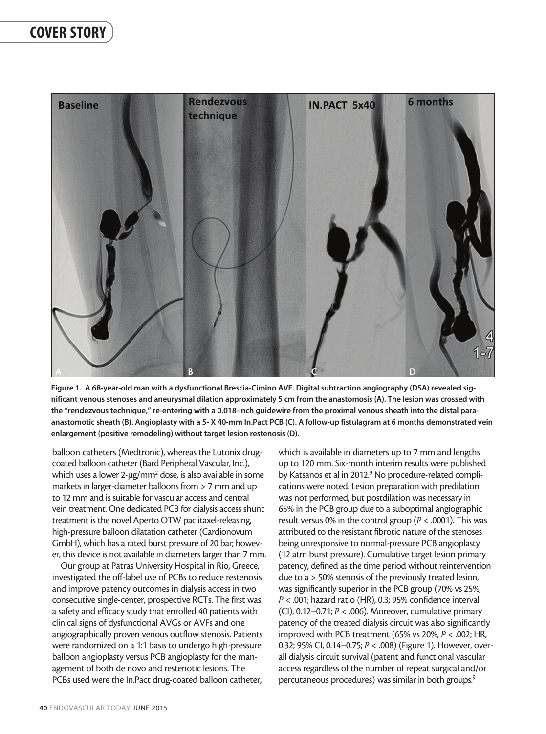Figure 1. A 68-year-old man with a dysfunctional Brescia-Cimino AVF. Digital subtraction angiography (DSA) revealed significant venous stenoses and aneurysmal dilation approximately 5 cm from the anastomosis (A). The lesion was crossed with the "rendezvous technique," re-entering with a 0.018-inch guidewire from the proximal venous sheath into the distal para-anastomotic sheath (B). Angioplasty with a 5- X 40-mm In.Pact PCB (C). A follow-up fistulagram at 6 months demonstrated vein enlargement (positive remodeling) without target lesion restenosis (D).

balloon catheters (Medtronic), whereas the Lutonix drug-coated balloon catheter (Bard Peripheral Vascular, Inc.), which uses a lower 2-µg/mm² dose, is also available in some markets in larger-diameter balloons from > 7 mm and up to 12 mm and is suitable for vascular access and central vein treatment. One dedicated PCB for dialysis access shunt treatment is the novel Aperto OTW paclitaxel-releasing, high-pressure balloon dilatation catheter (Cardionovum GmbH), which has a rated burst pressure of 20 bar; however, this device is not available in diameters larger than 7 mm.

Our group at Patras University Hospital in Rio, Greece, investigated the off-label use of PCBs to reduce restenosis and improve patency outcomes in dialysis access in two consecutive single-center, prospective RCTs. The first was a safety and efficacy study that enrolled 40 patients with clinical signs of dysfunctional AVGs or AVFs and one angiographically proven venous outflow stenosis. Patients were randomized on a 1:1 basis to undergo high-pressure balloon angioplasty versus PCB angioplasty for the management of both de novo and restenotic lesions. The PCBs used were the In.Pact drug-coated balloon catheter, which is available in diameters up to 7 mm and lengths up to 120 mm. Six-month interim results were published by Katsanos et al in 2012.[9] No procedure-related complications were noted. Lesion preparation with predilation was not performed, but postdilation was necessary in 65% in the PCB group due to a suboptimal angiographic result versus 0% in the control group ($P < .0001$). This was attributed to the resistant fibrotic nature of the stenoses being unresponsive to normal-pressure PCB angioplasty (12 atm burst pressure). Cumulative target lesion primary patency, defined as the time period without reintervention due to a > 50% stenosis of the previously treated lesion, was significantly superior in the PCB group (70% vs 25%, $P < .001$; hazard ratio (HR), 0.3; 95% confidence interval (CI), 0.12–0.71; $P < .006$). Moreover, cumulative primary patency of the treated dialysis circuit was also significantly improved with PCB treatment (65% vs 20%, $P < .002$; HR, 0.32; 95% CI, 0.14–0.75; $P < .008$) (Figure 1). However, overall dialysis circuit survival (patent and functional vascular access regardless of the number of repeat surgical and/or percutaneous procedures) was similar in both groups.[9]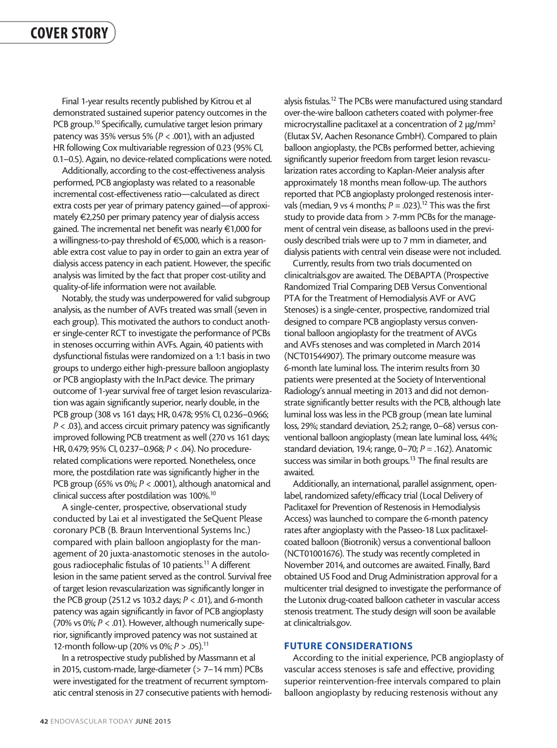Final 1-year results recently published by Kitrou et al demonstrated sustained superior patency outcomes in the PCB group.[10] Specifically, cumulative target lesion primary patency was 35% versus 5% ($P < .001$), with an adjusted HR following Cox multivariable regression of 0.23 (95% CI, 0.1–0.5). Again, no device-related complications were noted.

Additionally, according to the cost-effectiveness analysis performed, PCB angioplasty was related to a reasonable incremental cost-effectiveness ratio—calculated as direct extra costs per year of primary patency gained—of approximately €2,250 per primary patency year of dialysis access gained. The incremental net benefit was nearly €1,000 for a willingness-to-pay threshold of €5,000, which is a reasonable extra cost value to pay in order to gain an extra year of dialysis access patency in each patient. However, the specific analysis was limited by the fact that proper cost-utility and quality-of-life information were not available.

Notably, the study was underpowered for valid subgroup analysis, as the number of AVFs treated was small (seven in each group). This motivated the authors to conduct another single-center RCT to investigate the performance of PCBs in stenoses occurring within AVFs. Again, 40 patients with dysfunctional fistulas were randomized on a 1:1 basis in two groups to undergo either high-pressure balloon angioplasty or PCB angioplasty with the In.Pact device. The primary outcome of 1-year survival free of target lesion revascularization was again significantly superior, nearly double, in the PCB group (308 vs 161 days; HR, 0.478; 95% CI, 0.236–0.966; $P < .03$), and access circuit primary patency was significantly improved following PCB treatment as well (270 vs 161 days; HR, 0.479; 95% CI, 0.237–0.968; $P < .04$). No procedure-related complications were reported. Nonetheless, once more, the postdilation rate was significantly higher in the PCB group (65% vs 0%; $P < .0001$), although anatomical and clinical success after postdilation was 100%.[10]

A single-center, prospective, observational study conducted by Lai et al investigated the SeQuent Please coronary PCB (B. Braun Interventional Systems Inc.) compared with plain balloon angioplasty for the management of 20 juxta-anastomotic stenoses in the autologous radiocephalic fistulas of 10 patients.[11] A different lesion in the same patient served as the control. Survival free of target lesion revascularization was significantly longer in the PCB group (251.2 vs 103.2 days; $P < .01$), and 6-month patency was again significantly in favor of PCB angioplasty (70% vs 0%; $P < .01$). However, although numerically superior, significantly improved patency was not sustained at 12-month follow-up (20% vs 0%; $P > .05$).[11]

In a retrospective study published by Massmann et al in 2015, custom-made, large-diameter (> 7–14 mm) PCBs were investigated for the treatment of recurrent symptomatic central stenosis in 27 consecutive patients with hemodialysis fistulas.[12] The PCBs were manufactured using standard over-the-wire balloon catheters coated with polymer-free microcrystalline paclitaxel at a concentration of 2 μg/mm$^2$ (Elutax SV, Aachen Resonance GmbH). Compared to plain balloon angioplasty, the PCBs performed better, achieving significantly superior freedom from target lesion revascularization rates according to Kaplan-Meier analysis after approximately 18 months mean follow-up. The authors reported that PCB angioplasty prolonged restenosis intervals (median, 9 vs 4 months; $P = .023$).[12] This was the first study to provide data from > 7-mm PCBs for the management of central vein disease, as balloons used in the previously described trials were up to 7 mm in diameter, and dialysis patients with central vein disease were not included.

Currently, results from two trials documented on clinicaltrials.gov are awaited. The DEBAPTA (Prospective Randomized Trial Comparing DEB Versus Conventional PTA for the Treatment of Hemodialysis AVF or AVG Stenoses) is a single-center, prospective, randomized trial designed to compare PCB angioplasty versus conventional balloon angioplasty for the treatment of AVGs and AVFs stenoses and was completed in March 2014 (NCT01544907). The primary outcome measure was 6-month late luminal loss. The interim results from 30 patients were presented at the Society of Interventional Radiology's annual meeting in 2013 and did not demonstrate significantly better results with the PCB, although late luminal loss was less in the PCB group (mean late luminal loss, 29%; standard deviation, 25.2; range, 0–68) versus conventional balloon angioplasty (mean late luminal loss, 44%; standard deviation, 19.4; range, 0–70; $P = .162$). Anatomic success was similar in both groups.[13] The final results are awaited.

Additionally, an international, parallel assignment, open-label, randomized safety/efficacy trial (Local Delivery of Paclitaxel for Prevention of Restenosis in Hemodialysis Access) was launched to compare the 6-month patency rates after angioplasty with the Passeo-18 Lux paclitaxel-coated balloon (Biotronik) versus a conventional balloon (NCT01001676). The study was recently completed in November 2014, and outcomes are awaited. Finally, Bard obtained US Food and Drug Administration approval for a multicenter trial designed to investigate the performance of the Lutonix drug-coated balloon catheter in vascular access stenosis treatment. The study design will soon be available at clinicaltrials.gov.

## FUTURE CONSIDERATIONS

According to the initial experience, PCB angioplasty of vascular access stenoses is safe and effective, providing superior reintervention-free intervals compared to plain balloon angioplasty by reducing restenosis without any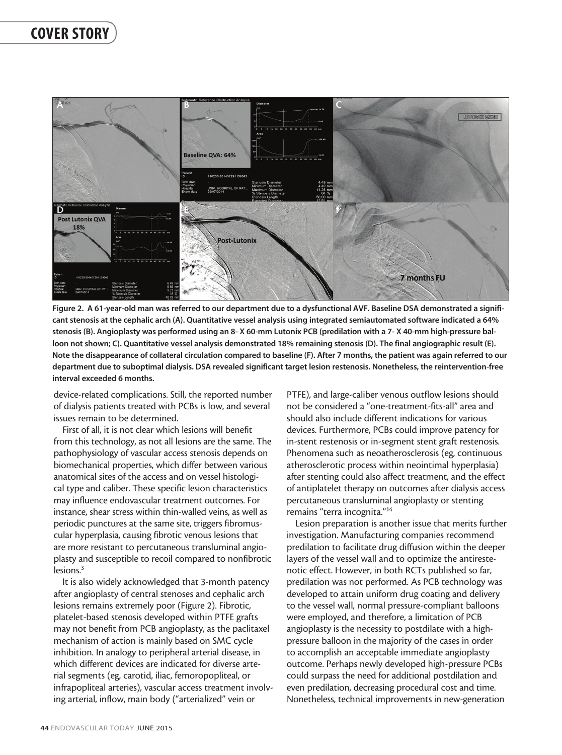Figure 2. A 61-year-old man was referred to our department due to a dysfunctional AVF. Baseline DSA demonstrated a significant stenosis at the cephalic arch (A). Quantitative vessel analysis using integrated semiautomated software indicated a 64% stenosis (B). Angioplasty was performed using an 8- X 60-mm Lutonix PCB (predilation with a 7- X 40-mm high-pressure balloon not shown; C). Quantitative vessel analysis demonstrated 18% remaining stenosis (D). The final angiographic result (E). Note the disappearance of collateral circulation compared to baseline (F). After 7 months, the patient was again referred to our department due to suboptimal dialysis. DSA revealed significant target lesion restenosis. Nonetheless, the reintervention-free interval exceeded 6 months.

device-related complications. Still, the reported number of dialysis patients treated with PCBs is low, and several issues remain to be determined.

First of all, it is not clear which lesions will benefit from this technology, as not all lesions are the same. The pathophysiology of vascular access stenosis depends on biomechanical properties, which differ between various anatomical sites of the access and on vessel histological type and caliber. These specific lesion characteristics may influence endovascular treatment outcomes. For instance, shear stress within thin-walled veins, as well as periodic punctures at the same site, triggers fibromuscular hyperplasia, causing fibrotic venous lesions that are more resistant to percutaneous transluminal angioplasty and susceptible to recoil compared to nonfibrotic lesions.[3]

It is also widely acknowledged that 3-month patency after angioplasty of central stenoses and cephalic arch lesions remains extremely poor (Figure 2). Fibrotic, platelet-based stenosis developed within PTFE grafts may not benefit from PCB angioplasty, as the paclitaxel mechanism of action is mainly based on SMC cycle inhibition. In analogy to peripheral arterial disease, in which different devices are indicated for diverse arterial segments (eg, carotid, iliac, femoropopliteal, or infrapopliteal arteries), vascular access treatment involving arterial, inflow, main body ("arterialized" vein or PTFE), and large-caliber venous outflow lesions should not be considered a "one-treatment-fits-all" area and should also include different indications for various devices. Furthermore, PCBs could improve patency for in-stent restenosis or in-segment stent graft restenosis. Phenomena such as neoatherosclerosis (eg, continuous atherosclerotic process within neointimal hyperplasia) after stenting could also affect treatment, and the effect of antiplatelet therapy on outcomes after dialysis access percutaneous transluminal angioplasty or stenting remains "terra incognita."[14]

Lesion preparation is another issue that merits further investigation. Manufacturing companies recommend predilation to facilitate drug diffusion within the deeper layers of the vessel wall and to optimize the antirestenotic effect. However, in both RCTs published so far, predilation was not performed. As PCB technology was developed to attain uniform drug coating and delivery to the vessel wall, normal pressure-compliant balloons were employed, and therefore, a limitation of PCB angioplasty is the necessity to postdilate with a high-pressure balloon in the majority of the cases in order to accomplish an acceptable immediate angioplasty outcome. Perhaps newly developed high-pressure PCBs could surpass the need for additional postdilation and even predilation, decreasing procedural cost and time. Nonetheless, technical improvements in new-generation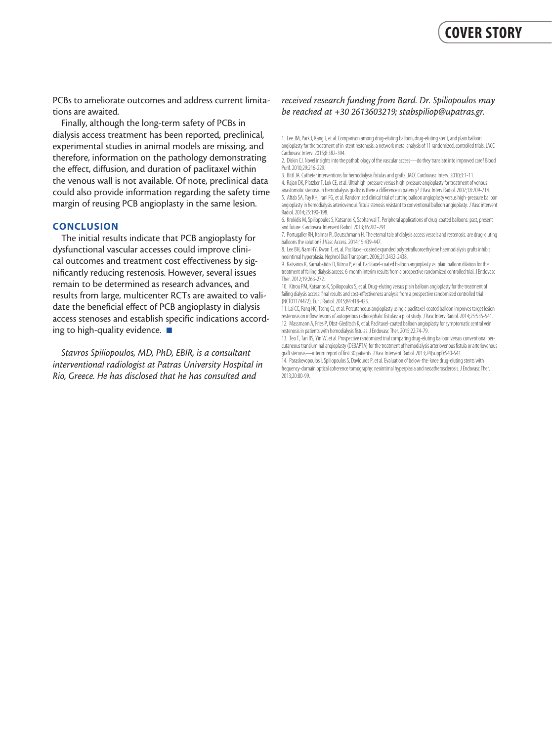PCBs to ameliorate outcomes and address current limitations are awaited.

Finally, although the long-term safety of PCBs in dialysis access treatment has been reported, preclinical, experimental studies in animal models are missing, and therefore, information on the pathology demonstrating the effect, diffusion, and duration of paclitaxel within the venous wall is not available. Of note, preclinical data could also provide information regarding the safety time margin of reusing PCB angioplasty in the same lesion.

## CONCLUSION

The initial results indicate that PCB angioplasty for dysfunctional vascular accesses could improve clinical outcomes and treatment cost effectiveness by significantly reducing restenosis. However, several issues remain to be determined as research advances, and results from large, multicenter RCTs are awaited to validate the beneficial effect of PCB angioplasty in dialysis access stenoses and establish specific indications according to high-quality evidence. ■

*Stavros Spiliopoulos, MD, PhD, EBIR, is a consultant interventional radiologist at Patras University Hospital in Rio, Greece. He has disclosed that he has consulted and received research funding from Bard. Dr. Spiliopoulos may be reached at +30 2613603219; stabspiliop@upatras.gr.*

1. Lee JM, Park J, Kang J, et al. Comparison among drug-eluting balloon, drug-eluting stent, and plain balloon angioplasty for the treatment of in-stent restenosis: a network meta-analysis of 11 randomized, controlled trials. JACC Cardiovasc Interv. 2015;8:382-394.
2. Diskin CJ. Novel insights into the pathobiology of the vascular access—do they translate into improved care? Blood Purif. 2010;29:216-229.
3. Bittl JA. Catheter interventions for hemodialysis fistulas and grafts. JACC Cardiovasc Interv. 2010;3:1-11.
4. Rajan DK, Platzker T, Lok CE, et al. Ultrahigh-pressure versus high-pressure angioplasty for treatment of venous anastomotic stenosis in hemodialysis grafts: is there a difference in patency? J Vasc Interv Radiol. 2007;18:709-714.
5. Aftab SA, Tay KH, Irani FG, et al. Randomized clinical trial of cutting balloon angioplasty versus high-pressure balloon angioplasty in hemodialysis arteriovenous fistula stenosis resistant to conventional balloon angioplasty. J Vasc intervent Radiol. 2014;25:190-198.
6. Krokidis M, Spiliopoulos S, Katsanos K, Sabharwal T. Peripheral applications of drug-coated balloons: past, present and future. Cardiovasc Intervent Radiol. 2013;36:281-291.
7. Portugaller RH, Kalmar PI, Deutschmann H. The eternal tale of dialysis access vessels and restenosis: are drug-eluting balloons the solution? J Vasc Access. 2014;15:439-447.
8. Lee BH, Nam HY, Kwon T, et, al. Paclitaxel-coated expanded polytetrafluoroethylene haemodialysis grafts inhibit neointimal hyperplasia. Nephrol Dial Transplant. 2006;21:2432-2438.
9. Katsanos K, Karnabatidis D, Kitrou P, et al. Paclitaxel-coated balloon angioplasty vs. plain balloon dilation for the treatment of failing dialysis access: 6-month interim results from a prospective randomized controlled trial. J Endovasc Ther. 2012;19:263-272.
10. Kitrou PM, Katsanos K, Spiliopoulos S, et al. Drug-eluting versus plain balloon angioplasty for the treatment of failing dialysis access: final results and cost-effectiveness analysis from a prospective randomized controlled trial (NCT01174472). Eur J Radiol. 2015;84:418-423.
11. Lai CC, Fang HC, Tseng CJ, et al. Percutaneous angioplasty using a paclitaxel-coated balloon improves target lesion restenosis on inflow lesions of autogenous radiocephalic fistulas: a pilot study. J Vasc Interv Radiol. 2014;25:535-541.
12. Massmann A, Fries P, Obst-Gleditsch K, et al. Paclitaxel-coated balloon angioplasty for symptomatic central vein restenosis in patients with hemodialysis fistulas. J Endovasc Ther. 2015;22:74-79.
13. Teo T, Tan BS, Yin W, et al. Prospective randomized trial comparing drug-eluting balloon versus conventional percutaneous transluminal angioplasty (DEBAPTA) for the treatment of hemodialysis arteriovenous fistula or arteriovenous graft stenosis—interim report of first 30 patients. J Vasc Intervent Radiol. 2013;24(suppl):S40-S41.
14. Paraskevopoulos I, Spiliopoulos S, Davlouros P, et al. Evaluation of below-the-knee drug-eluting stents with frequency-domain optical coherence tomography: neointimal hyperplasia and neoatherosclerosis. J Endovasc Ther. 2013;20:80-99.